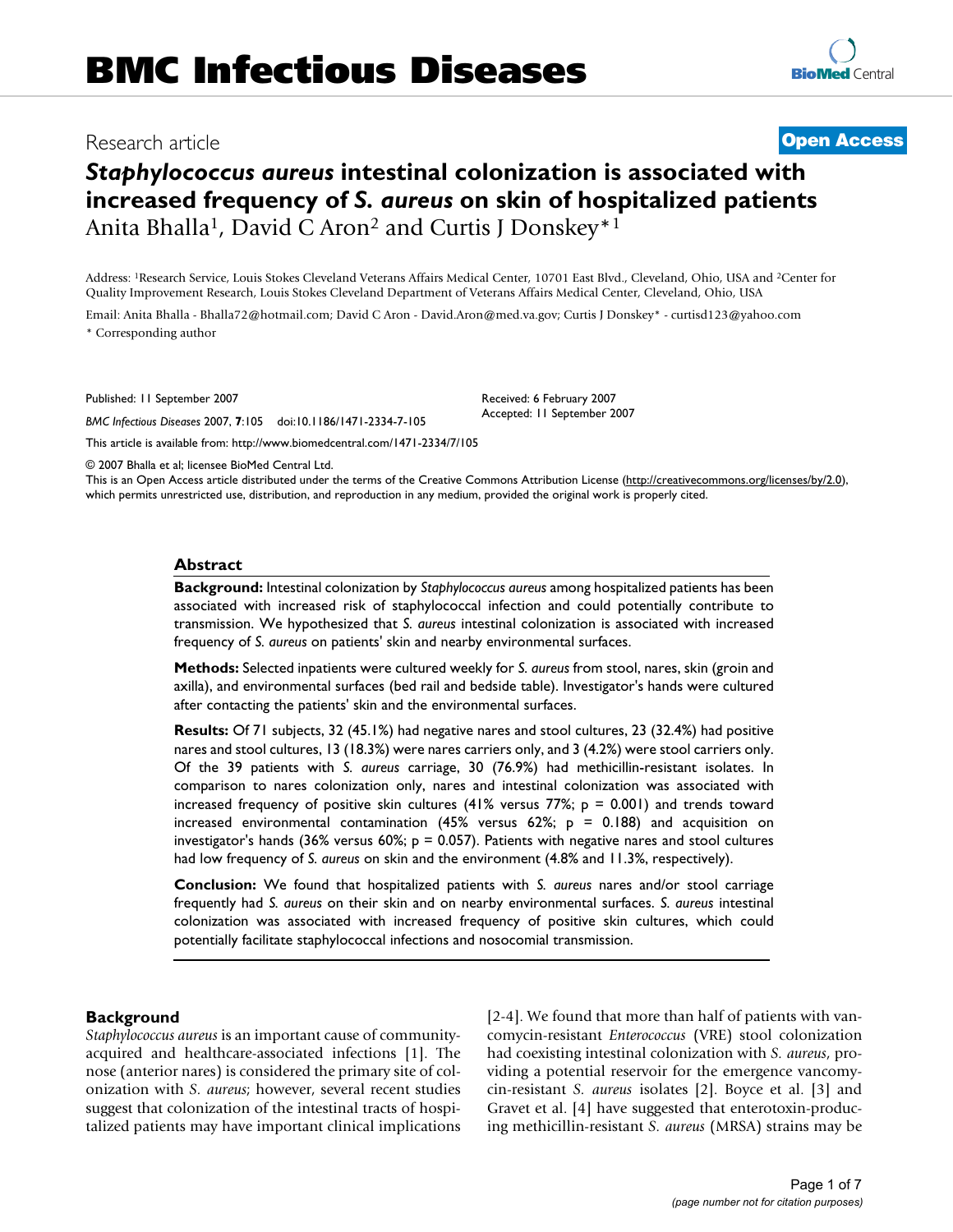# BMC Infectious Diseases

Research article

**Open Access**

# *Staphylococcus aureus* intestinal colonization is associated with increased frequency of *S. aureus* on skin of hospitalized patients

Anita Bhalla[1], David C Aron[2] and Curtis J Donskey*[1]

Address: [1]Research Service, Louis Stokes Cleveland Veterans Affairs Medical Center, 10701 East Blvd., Cleveland, Ohio, USA and [2]Center for Quality Improvement Research, Louis Stokes Cleveland Department of Veterans Affairs Medical Center, Cleveland, Ohio, USA

Email: Anita Bhalla - Bhalla72@hotmail.com; David C Aron - David.Aron@med.va.gov; Curtis J Donskey* - curtisd123@yahoo.com

* Corresponding author

Published: 11 September 2007

*BMC Infectious Diseases* 2007, **7**:105 doi:10.1186/1471-2334-7-105

Received: 6 February 2007
Accepted: 11 September 2007

This article is available from: http://www.biomedcentral.com/1471-2334/7/105

© 2007 Bhalla et al; licensee BioMed Central Ltd.
This is an Open Access article distributed under the terms of the Creative Commons Attribution License (http://creativecommons.org/licenses/by/2.0), which permits unrestricted use, distribution, and reproduction in any medium, provided the original work is properly cited.

## Abstract

**Background:** Intestinal colonization by *Staphylococcus aureus* among hospitalized patients has been associated with increased risk of staphylococcal infection and could potentially contribute to transmission. We hypothesized that *S. aureus* intestinal colonization is associated with increased frequency of *S. aureus* on patients' skin and nearby environmental surfaces.

**Methods:** Selected inpatients were cultured weekly for *S. aureus* from stool, nares, skin (groin and axilla), and environmental surfaces (bed rail and bedside table). Investigator's hands were cultured after contacting the patients' skin and the environmental surfaces.

**Results:** Of 71 subjects, 32 (45.1%) had negative nares and stool cultures, 23 (32.4%) had positive nares and stool cultures, 13 (18.3%) were nares carriers only, and 3 (4.2%) were stool carriers only. Of the 39 patients with *S. aureus* carriage, 30 (76.9%) had methicillin-resistant isolates. In comparison to nares colonization only, nares and intestinal colonization was associated with increased frequency of positive skin cultures (41% versus 77%; $p = 0.001$) and trends toward increased environmental contamination (45% versus 62%; $p = 0.188$) and acquisition on investigator's hands (36% versus 60%; $p = 0.057$). Patients with negative nares and stool cultures had low frequency of *S. aureus* on skin and the environment (4.8% and 11.3%, respectively).

**Conclusion:** We found that hospitalized patients with *S. aureus* nares and/or stool carriage frequently had *S. aureus* on their skin and on nearby environmental surfaces. *S. aureus* intestinal colonization was associated with increased frequency of positive skin cultures, which could potentially facilitate staphylococcal infections and nosocomial transmission.

## Background

*Staphylococcus aureus* is an important cause of community-acquired and healthcare-associated infections [1]. The nose (anterior nares) is considered the primary site of colonization with *S. aureus*; however, several recent studies suggest that colonization of the intestinal tracts of hospitalized patients may have important clinical implications [2-4]. We found that more than half of patients with vancomycin-resistant *Enterococcus* (VRE) stool colonization had coexisting intestinal colonization with *S. aureus*, providing a potential reservoir for the emergence vancomycin-resistant *S. aureus* isolates [2]. Boyce et al. [3] and Gravet et al. [4] have suggested that enterotoxin-producing methicillin-resistant *S. aureus* (MRSA) strains may be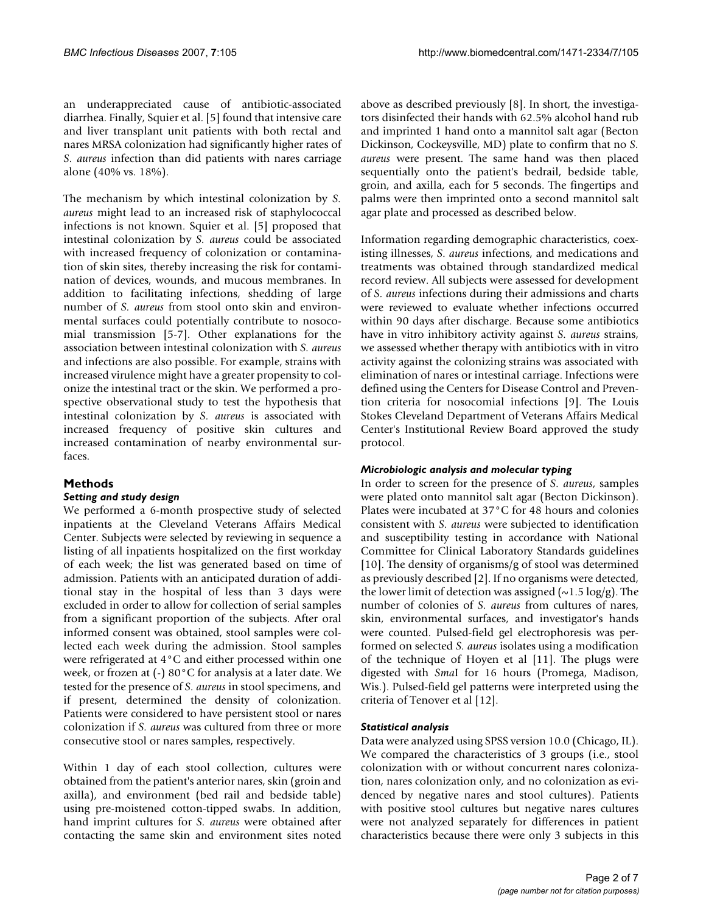an underappreciated cause of antibiotic-associated diarrhea. Finally, Squier et al. [5] found that intensive care and liver transplant unit patients with both rectal and nares MRSA colonization had significantly higher rates of *S. aureus* infection than did patients with nares carriage alone (40% vs. 18%).

The mechanism by which intestinal colonization by *S. aureus* might lead to an increased risk of staphylococcal infections is not known. Squier et al. [5] proposed that intestinal colonization by *S. aureus* could be associated with increased frequency of colonization or contamination of skin sites, thereby increasing the risk for contamination of devices, wounds, and mucous membranes. In addition to facilitating infections, shedding of large number of *S. aureus* from stool onto skin and environmental surfaces could potentially contribute to nosocomial transmission [5-7]. Other explanations for the association between intestinal colonization with *S. aureus* and infections are also possible. For example, strains with increased virulence might have a greater propensity to colonize the intestinal tract or the skin. We performed a prospective observational study to test the hypothesis that intestinal colonization by *S. aureus* is associated with increased frequency of positive skin cultures and increased contamination of nearby environmental surfaces.

## Methods

### Setting and study design

We performed a 6-month prospective study of selected inpatients at the Cleveland Veterans Affairs Medical Center. Subjects were selected by reviewing in sequence a listing of all inpatients hospitalized on the first workday of each week; the list was generated based on time of admission. Patients with an anticipated duration of additional stay in the hospital of less than 3 days were excluded in order to allow for collection of serial samples from a significant proportion of the subjects. After oral informed consent was obtained, stool samples were collected each week during the admission. Stool samples were refrigerated at 4°C and either processed within one week, or frozen at (-) 80°C for analysis at a later date. We tested for the presence of *S. aureus* in stool specimens, and if present, determined the density of colonization. Patients were considered to have persistent stool or nares colonization if *S. aureus* was cultured from three or more consecutive stool or nares samples, respectively.

Within 1 day of each stool collection, cultures were obtained from the patient's anterior nares, skin (groin and axilla), and environment (bed rail and bedside table) using pre-moistened cotton-tipped swabs. In addition, hand imprint cultures for *S. aureus* were obtained after contacting the same skin and environment sites noted above as described previously [8]. In short, the investigators disinfected their hands with 62.5% alcohol hand rub and imprinted 1 hand onto a mannitol salt agar (Becton Dickinson, Cockeysville, MD) plate to confirm that no *S. aureus* were present. The same hand was then placed sequentially onto the patient's bedrail, bedside table, groin, and axilla, each for 5 seconds. The fingertips and palms were then imprinted onto a second mannitol salt agar plate and processed as described below.

Information regarding demographic characteristics, coexisting illnesses, *S. aureus* infections, and medications and treatments was obtained through standardized medical record review. All subjects were assessed for development of *S. aureus* infections during their admissions and charts were reviewed to evaluate whether infections occurred within 90 days after discharge. Because some antibiotics have in vitro inhibitory activity against *S. aureus* strains, we assessed whether therapy with antibiotics with in vitro activity against the colonizing strains was associated with elimination of nares or intestinal carriage. Infections were defined using the Centers for Disease Control and Prevention criteria for nosocomial infections [9]. The Louis Stokes Cleveland Department of Veterans Affairs Medical Center's Institutional Review Board approved the study protocol.

### Microbiologic analysis and molecular typing

In order to screen for the presence of *S. aureus*, samples were plated onto mannitol salt agar (Becton Dickinson). Plates were incubated at 37°C for 48 hours and colonies consistent with *S. aureus* were subjected to identification and susceptibility testing in accordance with National Committee for Clinical Laboratory Standards guidelines [10]. The density of organisms/g of stool was determined as previously described [2]. If no organisms were detected, the lower limit of detection was assigned (~1.5 log/g). The number of colonies of *S. aureus* from cultures of nares, skin, environmental surfaces, and investigator's hands were counted. Pulsed-field gel electrophoresis was performed on selected *S. aureus* isolates using a modification of the technique of Hoyen et al [11]. The plugs were digested with *Sma*I for 16 hours (Promega, Madison, Wis.). Pulsed-field gel patterns were interpreted using the criteria of Tenover et al [12].

### Statistical analysis

Data were analyzed using SPSS version 10.0 (Chicago, IL). We compared the characteristics of 3 groups (i.e., stool colonization with or without concurrent nares colonization, nares colonization only, and no colonization as evidenced by negative nares and stool cultures). Patients with positive stool cultures but negative nares cultures were not analyzed separately for differences in patient characteristics because there were only 3 subjects in this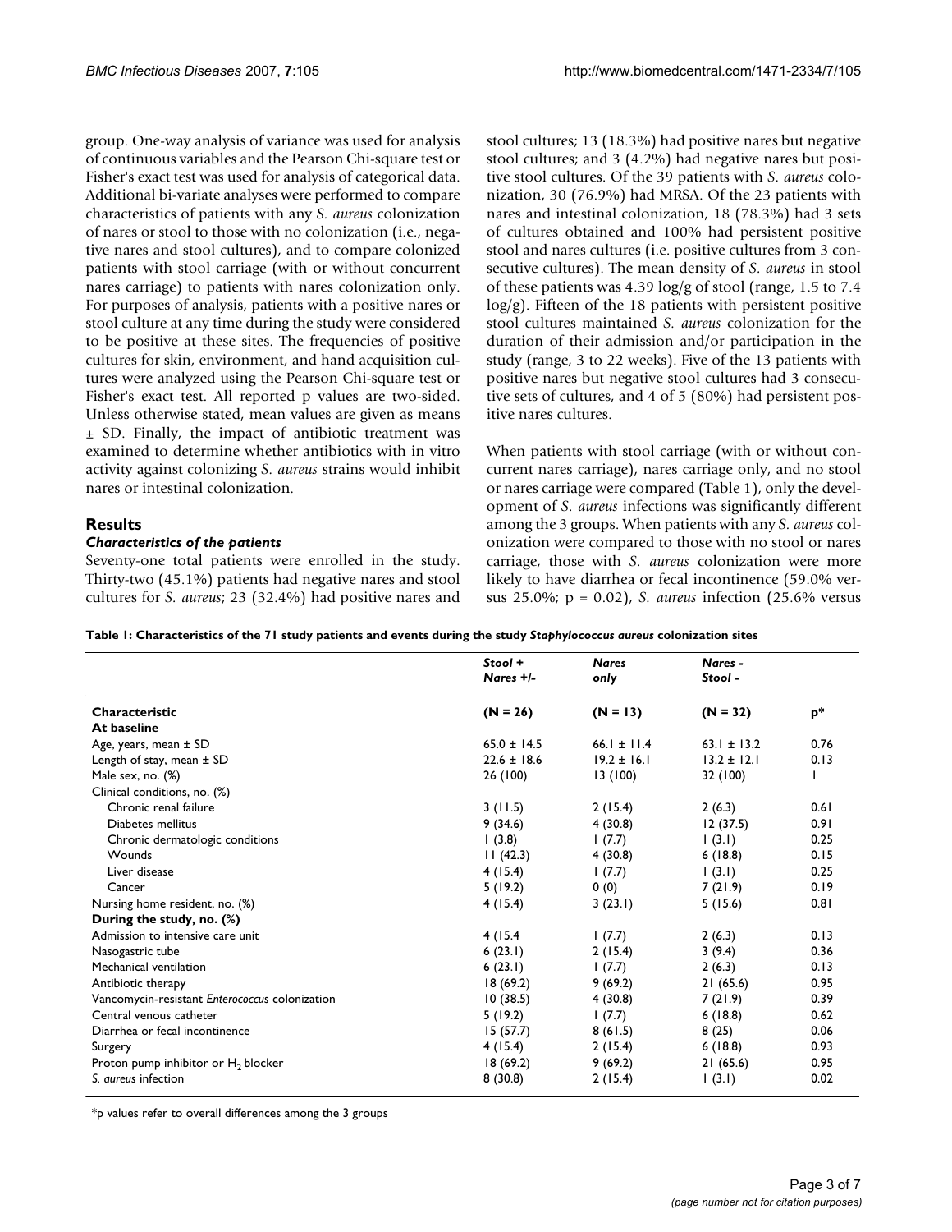group. One-way analysis of variance was used for analysis of continuous variables and the Pearson Chi-square test or Fisher's exact test was used for analysis of categorical data. Additional bi-variate analyses were performed to compare characteristics of patients with any *S. aureus* colonization of nares or stool to those with no colonization (i.e., negative nares and stool cultures), and to compare colonized patients with stool carriage (with or without concurrent nares carriage) to patients with nares colonization only. For purposes of analysis, patients with a positive nares or stool culture at any time during the study were considered to be positive at these sites. The frequencies of positive cultures for skin, environment, and hand acquisition cultures were analyzed using the Pearson Chi-square test or Fisher's exact test. All reported p values are two-sided. Unless otherwise stated, mean values are given as means ± SD. Finally, the impact of antibiotic treatment was examined to determine whether antibiotics with in vitro activity against colonizing *S. aureus* strains would inhibit nares or intestinal colonization.

## Results

### *Characteristics of the patients*

Seventy-one total patients were enrolled in the study. Thirty-two (45.1%) patients had negative nares and stool cultures for *S. aureus*; 23 (32.4%) had positive nares and stool cultures; 13 (18.3%) had positive nares but negative stool cultures; and 3 (4.2%) had negative nares but positive stool cultures. Of the 39 patients with *S. aureus* colonization, 30 (76.9%) had MRSA. Of the 23 patients with nares and intestinal colonization, 18 (78.3%) had 3 sets of cultures obtained and 100% had persistent positive stool and nares cultures (i.e. positive cultures from 3 consecutive cultures). The mean density of *S. aureus* in stool of these patients was 4.39 log/g of stool (range, 1.5 to 7.4 log/g). Fifteen of the 18 patients with persistent positive stool cultures maintained *S. aureus* colonization for the duration of their admission and/or participation in the study (range, 3 to 22 weeks). Five of the 13 patients with positive nares but negative stool cultures had 3 consecutive sets of cultures, and 4 of 5 (80%) had persistent positive nares cultures.

When patients with stool carriage (with or without concurrent nares carriage), nares carriage only, and no stool or nares carriage were compared (Table 1), only the development of *S. aureus* infections was significantly different among the 3 groups. When patients with any *S. aureus* colonization were compared to those with no stool or nares carriage, those with *S. aureus* colonization were more likely to have diarrhea or fecal incontinence (59.0% versus 25.0%; p = 0.02), *S. aureus* infection (25.6% versus

**Table 1: Characteristics of the 71 study patients and events during the study *Staphylococcus aureus* colonization sites**

| | *Stool + Nares +/-* | *Nares only* | *Nares - Stool -* | |
|---|---|---|---|---|
| **Characteristic** | **(N = 26)** | **(N = 13)** | **(N = 32)** | **p*** |
| **At baseline** | | | | |
| Age, years, mean ± SD | 65.0 ± 14.5 | 66.1 ± 11.4 | 63.1 ± 13.2 | 0.76 |
| Length of stay, mean ± SD | 22.6 ± 18.6 | 19.2 ± 16.1 | 13.2 ± 12.1 | 0.13 |
| Male sex, no. (%) | 26 (100) | 13 (100) | 32 (100) | 1 |
| Clinical conditions, no. (%) | | | | |
| Chronic renal failure | 3 (11.5) | 2 (15.4) | 2 (6.3) | 0.61 |
| Diabetes mellitus | 9 (34.6) | 4 (30.8) | 12 (37.5) | 0.91 |
| Chronic dermatologic conditions | 1 (3.8) | 1 (7.7) | 1 (3.1) | 0.25 |
| Wounds | 11 (42.3) | 4 (30.8) | 6 (18.8) | 0.15 |
| Liver disease | 4 (15.4) | 1 (7.7) | 1 (3.1) | 0.25 |
| Cancer | 5 (19.2) | 0 (0) | 7 (21.9) | 0.19 |
| Nursing home resident, no. (%) | 4 (15.4) | 3 (23.1) | 5 (15.6) | 0.81 |
| **During the study, no. (%)** | | | | |
| Admission to intensive care unit | 4 (15.4 | 1 (7.7) | 2 (6.3) | 0.13 |
| Nasogastric tube | 6 (23.1) | 2 (15.4) | 3 (9.4) | 0.36 |
| Mechanical ventilation | 6 (23.1) | 1 (7.7) | 2 (6.3) | 0.13 |
| Antibiotic therapy | 18 (69.2) | 9 (69.2) | 21 (65.6) | 0.95 |
| Vancomycin-resistant *Enterococcus* colonization | 10 (38.5) | 4 (30.8) | 7 (21.9) | 0.39 |
| Central venous catheter | 5 (19.2) | 1 (7.7) | 6 (18.8) | 0.62 |
| Diarrhea or fecal incontinence | 15 (57.7) | 8 (61.5) | 8 (25) | 0.06 |
| Surgery | 4 (15.4) | 2 (15.4) | 6 (18.8) | 0.93 |
| Proton pump inhibitor or $H_2$ blocker | 18 (69.2) | 9 (69.2) | 21 (65.6) | 0.95 |
| *S. aureus* infection | 8 (30.8) | 2 (15.4) | 1 (3.1) | 0.02 |

*p values refer to overall differences among the 3 groups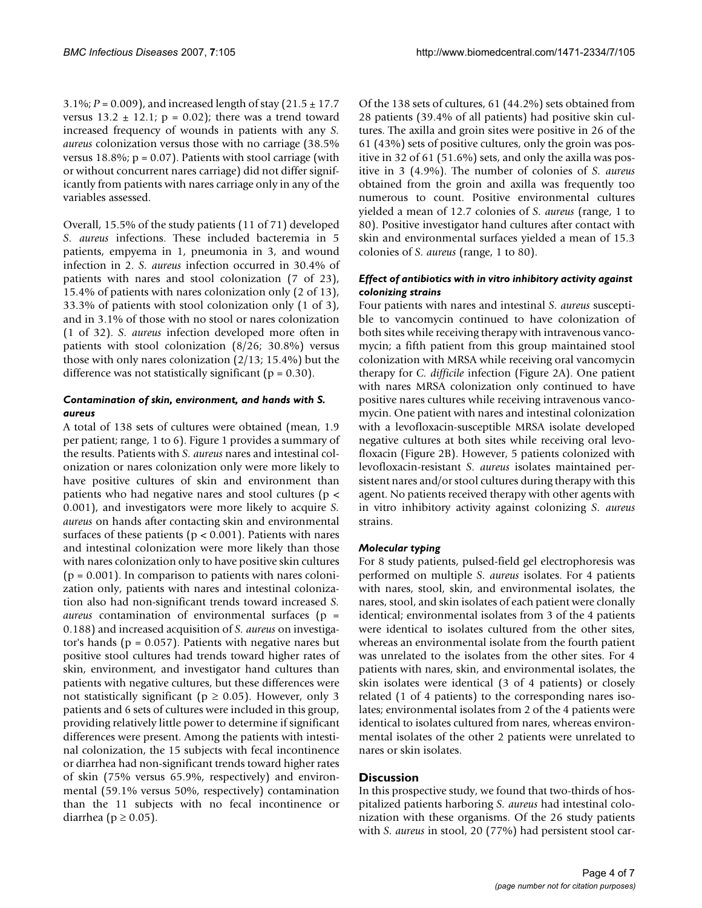3.1%; $P = 0.009$), and increased length of stay ($21.5 \pm 17.7$ versus $13.2 \pm 12.1$; $p = 0.02$); there was a trend toward increased frequency of wounds in patients with any *S. aureus* colonization versus those with no carriage (38.5% versus 18.8%; $p = 0.07$). Patients with stool carriage (with or without concurrent nares carriage) did not differ significantly from patients with nares carriage only in any of the variables assessed.

Overall, 15.5% of the study patients (11 of 71) developed *S. aureus* infections. These included bacteremia in 5 patients, empyema in 1, pneumonia in 3, and wound infection in 2. *S. aureus* infection occurred in 30.4% of patients with nares and stool colonization (7 of 23), 15.4% of patients with nares colonization only (2 of 13), 33.3% of patients with stool colonization only (1 of 3), and in 3.1% of those with no stool or nares colonization (1 of 32). *S. aureus* infection developed more often in patients with stool colonization (8/26; 30.8%) versus those with only nares colonization (2/13; 15.4%) but the difference was not statistically significant ($p = 0.30$).

### *Contamination of skin, environment, and hands with S. aureus*

A total of 138 sets of cultures were obtained (mean, 1.9 per patient; range, 1 to 6). Figure 1 provides a summary of the results. Patients with *S. aureus* nares and intestinal colonization or nares colonization only were more likely to have positive cultures of skin and environment than patients who had negative nares and stool cultures ($p < 0.001$), and investigators were more likely to acquire *S. aureus* on hands after contacting skin and environmental surfaces of these patients ($p < 0.001$). Patients with nares and intestinal colonization were more likely than those with nares colonization only to have positive skin cultures ($p = 0.001$). In comparison to patients with nares colonization only, patients with nares and intestinal colonization also had non-significant trends toward increased *S. aureus* contamination of environmental surfaces ($p = 0.188$) and increased acquisition of *S. aureus* on investigator's hands ($p = 0.057$). Patients with negative nares but positive stool cultures had trends toward higher rates of skin, environment, and investigator hand cultures than patients with negative cultures, but these differences were not statistically significant ($p \geq 0.05$). However, only 3 patients and 6 sets of cultures were included in this group, providing relatively little power to determine if significant differences were present. Among the patients with intestinal colonization, the 15 subjects with fecal incontinence or diarrhea had non-significant trends toward higher rates of skin (75% versus 65.9%, respectively) and environmental (59.1% versus 50%, respectively) contamination than the 11 subjects with no fecal incontinence or diarrhea ($p \geq 0.05$).

Of the 138 sets of cultures, 61 (44.2%) sets obtained from 28 patients (39.4% of all patients) had positive skin cultures. The axilla and groin sites were positive in 26 of the 61 (43%) sets of positive cultures, only the groin was positive in 32 of 61 (51.6%) sets, and only the axilla was positive in 3 (4.9%). The number of colonies of *S. aureus* obtained from the groin and axilla was frequently too numerous to count. Positive environmental cultures yielded a mean of 12.7 colonies of *S. aureus* (range, 1 to 80). Positive investigator hand cultures after contact with skin and environmental surfaces yielded a mean of 15.3 colonies of *S. aureus* (range, 1 to 80).

### *Effect of antibiotics with in vitro inhibitory activity against colonizing strains*

Four patients with nares and intestinal *S. aureus* susceptible to vancomycin continued to have colonization of both sites while receiving therapy with intravenous vancomycin; a fifth patient from this group maintained stool colonization with MRSA while receiving oral vancomycin therapy for *C. difficile* infection (Figure 2A). One patient with nares MRSA colonization only continued to have positive nares cultures while receiving intravenous vancomycin. One patient with nares and intestinal colonization with a levofloxacin-susceptible MRSA isolate developed negative cultures at both sites while receiving oral levofloxacin (Figure 2B). However, 5 patients colonized with levofloxacin-resistant *S. aureus* isolates maintained persistent nares and/or stool cultures during therapy with this agent. No patients received therapy with other agents with in vitro inhibitory activity against colonizing *S. aureus* strains.

### *Molecular typing*

For 8 study patients, pulsed-field gel electrophoresis was performed on multiple *S. aureus* isolates. For 4 patients with nares, stool, skin, and environmental isolates, the nares, stool, and skin isolates of each patient were clonally identical; environmental isolates from 3 of the 4 patients were identical to isolates cultured from the other sites, whereas an environmental isolate from the fourth patient was unrelated to the isolates from the other sites. For 4 patients with nares, skin, and environmental isolates, the skin isolates were identical (3 of 4 patients) or closely related (1 of 4 patients) to the corresponding nares isolates; environmental isolates from 2 of the 4 patients were identical to isolates cultured from nares, whereas environmental isolates of the other 2 patients were unrelated to nares or skin isolates.

## Discussion

In this prospective study, we found that two-thirds of hospitalized patients harboring *S. aureus* had intestinal colonization with these organisms. Of the 26 study patients with *S. aureus* in stool, 20 (77%) had persistent stool car-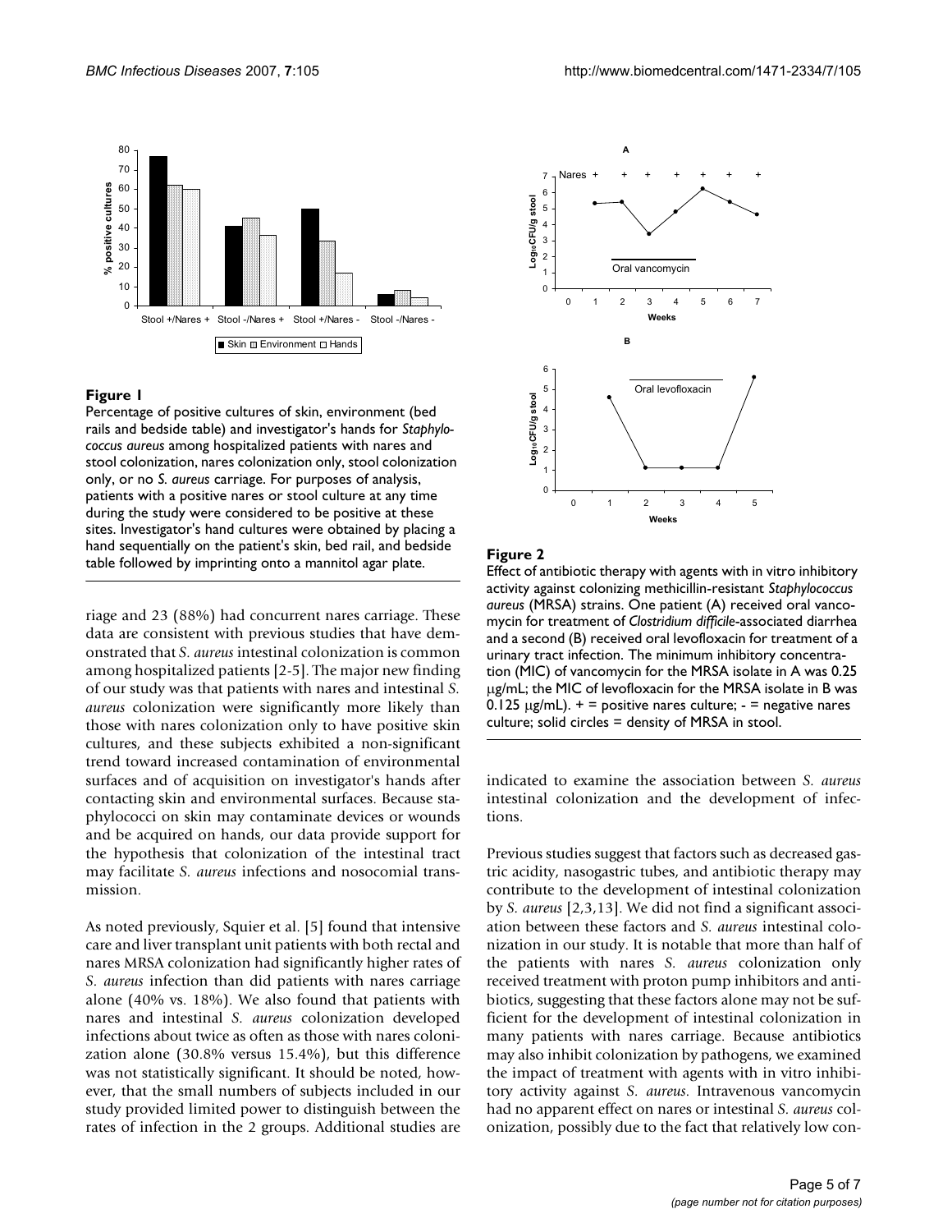**Figure 1**

Percentage of positive cultures of skin, environment (bed rails and bedside table) and investigator's hands for *Staphylococcus aureus* among hospitalized patients with nares and stool colonization, nares colonization only, stool colonization only, or no *S. aureus* carriage. For purposes of analysis, patients with a positive nares or stool culture at any time during the study were considered to be positive at these sites. Investigator's hand cultures were obtained by placing a hand sequentially on the patient's skin, bed rail, and bedside table followed by imprinting onto a mannitol agar plate.

**Figure 2**

Effect of antibiotic therapy with agents with in vitro inhibitory activity against colonizing methicillin-resistant *Staphylococcus aureus* (MRSA) strains. One patient (A) received oral vancomycin for treatment of *Clostridium difficile*-associated diarrhea and a second (B) received oral levofloxacin for treatment of a urinary tract infection. The minimum inhibitory concentration (MIC) of vancomycin for the MRSA isolate in A was 0.25 μg/mL; the MIC of levofloxacin for the MRSA isolate in B was 0.125 μg/mL). + = positive nares culture; - = negative nares culture; solid circles = density of MRSA in stool.

riage and 23 (88%) had concurrent nares carriage. These data are consistent with previous studies that have demonstrated that *S. aureus* intestinal colonization is common among hospitalized patients [2-5]. The major new finding of our study was that patients with nares and intestinal *S. aureus* colonization were significantly more likely than those with nares colonization only to have positive skin cultures, and these subjects exhibited a non-significant trend toward increased contamination of environmental surfaces and of acquisition on investigator's hands after contacting skin and environmental surfaces. Because staphylococci on skin may contaminate devices or wounds and be acquired on hands, our data provide support for the hypothesis that colonization of the intestinal tract may facilitate *S. aureus* infections and nosocomial transmission.

As noted previously, Squier et al. [5] found that intensive care and liver transplant unit patients with both rectal and nares MRSA colonization had significantly higher rates of *S. aureus* infection than did patients with nares carriage alone (40% vs. 18%). We also found that patients with nares and intestinal *S. aureus* colonization developed infections about twice as often as those with nares colonization alone (30.8% versus 15.4%), but this difference was not statistically significant. It should be noted, however, that the small numbers of subjects included in our study provided limited power to distinguish between the rates of infection in the 2 groups. Additional studies are indicated to examine the association between *S. aureus* intestinal colonization and the development of infections.

Previous studies suggest that factors such as decreased gastric acidity, nasogastric tubes, and antibiotic therapy may contribute to the development of intestinal colonization by *S. aureus* [2,3,13]. We did not find a significant association between these factors and *S. aureus* intestinal colonization in our study. It is notable that more than half of the patients with nares *S. aureus* colonization only received treatment with proton pump inhibitors and antibiotics, suggesting that these factors alone may not be sufficient for the development of intestinal colonization in many patients with nares carriage. Because antibiotics may also inhibit colonization by pathogens, we examined the impact of treatment with agents with in vitro inhibitory activity against *S. aureus*. Intravenous vancomycin had no apparent effect on nares or intestinal *S. aureus* colonization, possibly due to the fact that relatively low con-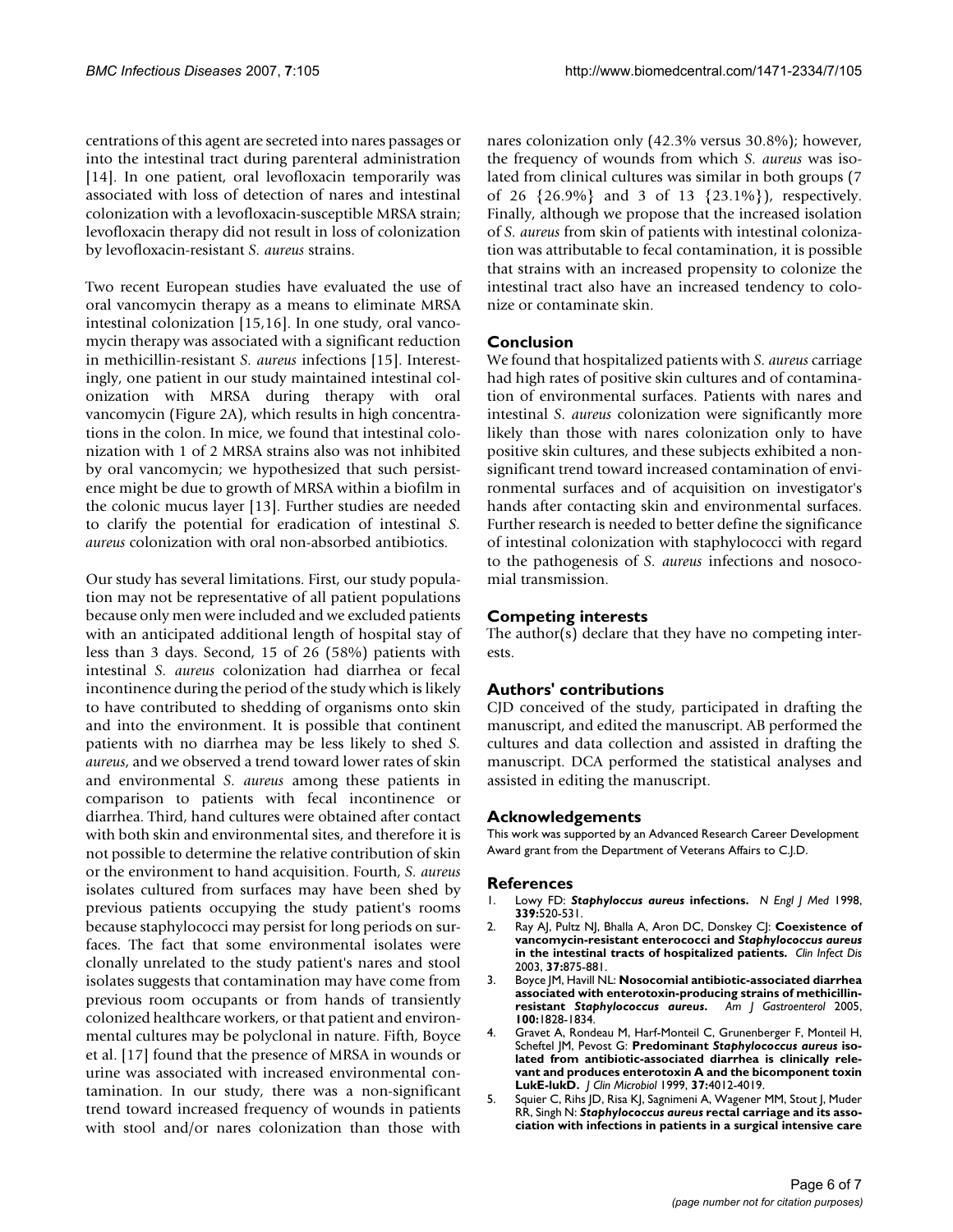centrations of this agent are secreted into nares passages or into the intestinal tract during parenteral administration [14]. In one patient, oral levofloxacin temporarily was associated with loss of detection of nares and intestinal colonization with a levofloxacin-susceptible MRSA strain; levofloxacin therapy did not result in loss of colonization by levofloxacin-resistant *S. aureus* strains.

Two recent European studies have evaluated the use of oral vancomycin therapy as a means to eliminate MRSA intestinal colonization [15,16]. In one study, oral vancomycin therapy was associated with a significant reduction in methicillin-resistant *S. aureus* infections [15]. Interestingly, one patient in our study maintained intestinal colonization with MRSA during therapy with oral vancomycin (Figure 2A), which results in high concentrations in the colon. In mice, we found that intestinal colonization with 1 of 2 MRSA strains also was not inhibited by oral vancomycin; we hypothesized that such persistence might be due to growth of MRSA within a biofilm in the colonic mucus layer [13]. Further studies are needed to clarify the potential for eradication of intestinal *S. aureus* colonization with oral non-absorbed antibiotics.

Our study has several limitations. First, our study population may not be representative of all patient populations because only men were included and we excluded patients with an anticipated additional length of hospital stay of less than 3 days. Second, 15 of 26 (58%) patients with intestinal *S. aureus* colonization had diarrhea or fecal incontinence during the period of the study which is likely to have contributed to shedding of organisms onto skin and into the environment. It is possible that continent patients with no diarrhea may be less likely to shed *S. aureus*, and we observed a trend toward lower rates of skin and environmental *S. aureus* among these patients in comparison to patients with fecal incontinence or diarrhea. Third, hand cultures were obtained after contact with both skin and environmental sites, and therefore it is not possible to determine the relative contribution of skin or the environment to hand acquisition. Fourth, *S. aureus* isolates cultured from surfaces may have been shed by previous patients occupying the study patient's rooms because staphylococci may persist for long periods on surfaces. The fact that some environmental isolates were clonally unrelated to the study patient's nares and stool isolates suggests that contamination may have come from previous room occupants or from hands of transiently colonized healthcare workers, or that patient and environmental cultures may be polyclonal in nature. Fifth, Boyce et al. [17] found that the presence of MRSA in wounds or urine was associated with increased environmental contamination. In our study, there was a non-significant trend toward increased frequency of wounds in patients with stool and/or nares colonization than those with nares colonization only (42.3% versus 30.8%); however, the frequency of wounds from which *S. aureus* was isolated from clinical cultures was similar in both groups (7 of 26 {26.9%} and 3 of 13 {23.1%}), respectively. Finally, although we propose that the increased isolation of *S. aureus* from skin of patients with intestinal colonization was attributable to fecal contamination, it is possible that strains with an increased propensity to colonize the intestinal tract also have an increased tendency to colonize or contaminate skin.

## Conclusion

We found that hospitalized patients with *S. aureus* carriage had high rates of positive skin cultures and of contamination of environmental surfaces. Patients with nares and intestinal *S. aureus* colonization were significantly more likely than those with nares colonization only to have positive skin cultures, and these subjects exhibited a non-significant trend toward increased contamination of environmental surfaces and of acquisition on investigator's hands after contacting skin and environmental surfaces. Further research is needed to better define the significance of intestinal colonization with staphylococci with regard to the pathogenesis of *S. aureus* infections and nosocomial transmission.

## Competing interests

The author(s) declare that they have no competing interests.

## Authors' contributions

CJD conceived of the study, participated in drafting the manuscript, and edited the manuscript. AB performed the cultures and data collection and assisted in drafting the manuscript. DCA performed the statistical analyses and assisted in editing the manuscript.

## Acknowledgements

This work was supported by an Advanced Research Career Development Award grant from the Department of Veterans Affairs to C.J.D.

## References

1. Lowy FD: ***Staphyloccus aureus* infections.** *N Engl J Med* 1998, **339:**520-531.
2. Ray AJ, Pultz NJ, Bhalla A, Aron DC, Donskey CJ: **Coexistence of vancomycin-resistant enterococci and *Staphylococcus aureus* in the intestinal tracts of hospitalized patients.** *Clin Infect Dis* 2003, **37:**875-881.
3. Boyce JM, Havill NL: **Nosocomial antibiotic-associated diarrhea associated with enterotoxin-producing strains of methicillin-resistant *Staphylococcus aureus*.** *Am J Gastroenterol* 2005, **100:**1828-1834.
4. Gravet A, Rondeau M, Harf-Monteil C, Grunenberger F, Monteil H, Scheftel JM, Pevost G: **Predominant *Staphylococcus aureus* isolated from antibiotic-associated diarrhea is clinically relevant and produces enterotoxin A and the bicomponent toxin LukE-lukD.** *J Clin Microbiol* 1999, **37:**4012-4019.
5. Squier C, Rihs JD, Risa KJ, Sagnimeni A, Wagener MM, Stout J, Muder RR, Singh N: ***Staphylococcus aureus* rectal carriage and its association with infections in patients in a surgical intensive care**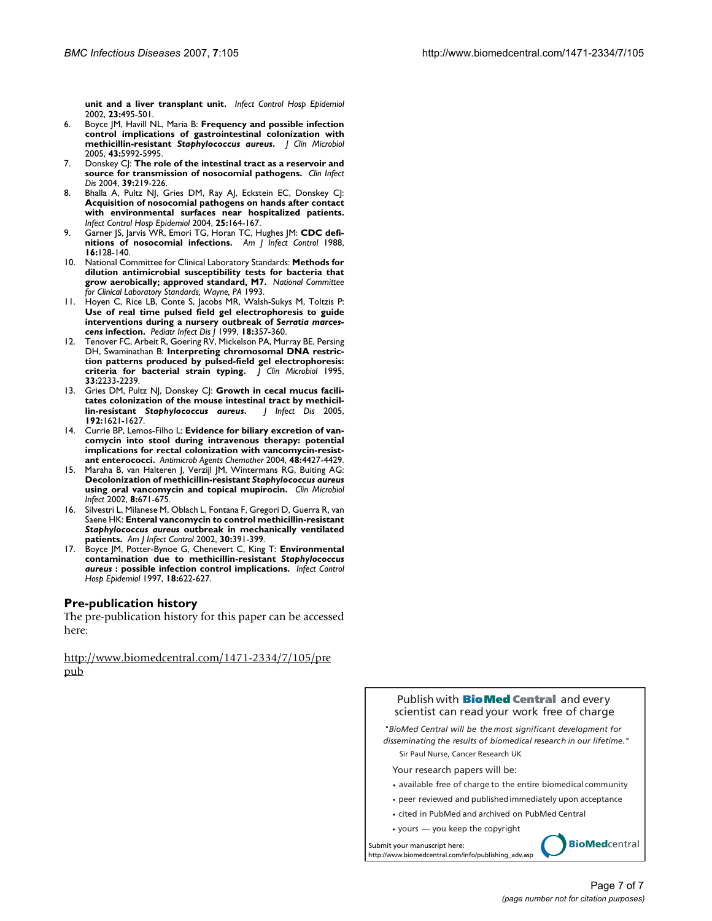unit and a liver transplant unit. *Infect Control Hosp Epidemiol* 2002, **23:**495-501.

6. Boyce JM, Havill NL, Maria B: **Frequency and possible infection control implications of gastrointestinal colonization with methicillin-resistant *Staphylococcus aureus*.** *J Clin Microbiol* 2005, **43:**5992-5995.
7. Donskey CJ: **The role of the intestinal tract as a reservoir and source for transmission of nosocomial pathogens.** *Clin Infect Dis* 2004, **39:**219-226.
8. Bhalla A, Pultz NJ, Gries DM, Ray AJ, Eckstein EC, Donskey CJ: **Acquisition of nosocomial pathogens on hands after contact with environmental surfaces near hospitalized patients.** *Infect Control Hosp Epidemiol* 2004, **25:**164-167.
9. Garner JS, Jarvis WR, Emori TG, Horan TC, Hughes JM: **CDC definitions of nosocomial infections.** *Am J Infect Control* 1988, **16:**128-140.
10. National Committee for Clinical Laboratory Standards: **Methods for dilution antimicrobial susceptibility tests for bacteria that grow aerobically; approved standard, M7.** *National Committee for Clinical Laboratory Standards, Wayne, PA* 1993.
11. Hoyen C, Rice LB, Conte S, Jacobs MR, Walsh-Sukys M, Toltzis P: **Use of real time pulsed field gel electrophoresis to guide interventions during a nursery outbreak of *Serratia marcescens* infection.** *Pediatr Infect Dis J* 1999, **18:**357-360.
12. Tenover FC, Arbeit R, Goering RV, Mickelson PA, Murray BE, Persing DH, Swaminathan B: **Interpreting chromosomal DNA restriction patterns produced by pulsed-field gel electrophoresis: criteria for bacterial strain typing.** *J Clin Microbiol* 1995, **33:**2233-2239.
13. Gries DM, Pultz NJ, Donskey CJ: **Growth in cecal mucus facilitates colonization of the mouse intestinal tract by methicillin-resistant *Staphylococcus aureus*.** *J Infect Dis* 2005, **192:**1621-1627.
14. Currie BP, Lemos-Filho L: **Evidence for biliary excretion of vancomycin into stool during intravenous therapy: potential implications for rectal colonization with vancomycin-resistant enterococci.** *Antimicrob Agents Chemother* 2004, **48:**4427-4429.
15. Maraha B, van Halteren J, Verzijl JM, Wintermans RG, Buiting AG: **Decolonization of methicillin-resistant *Staphylococcus aureus* using oral vancomycin and topical mupirocin.** *Clin Microbiol Infect* 2002, **8:**671-675.
16. Silvestri L, Milanese M, Oblach L, Fontana F, Gregori D, Guerra R, van Saene HK: **Enteral vancomycin to control methicillin-resistant *Staphylococcus aureus* outbreak in mechanically ventilated patients.** *Am J Infect Control* 2002, **30:**391-399.
17. Boyce JM, Potter-Bynoe G, Chenevert C, King T: **Environmental contamination due to methicillin-resistant *Staphylococcus aureus* : possible infection control implications.** *Infect Control Hosp Epidemiol* 1997, **18:**622-627.

## Pre-publication history

The pre-publication history for this paper can be accessed here:

http://www.biomedcentral.com/1471-2334/7/105/prepub

Publish with **BioMed Central** and every scientist can read your work free of charge

*"BioMed Central will be the most significant development for disseminating the results of biomedical research in our lifetime."*

Sir Paul Nurse, Cancer Research UK

Your research papers will be:

- available free of charge to the entire biomedical community
- peer reviewed and published immediately upon acceptance
- cited in PubMed and archived on PubMed Central
- yours — you keep the copyright

Submit your manuscript here:
http://www.biomedcentral.com/info/publishing_adv.asp

BioMedcentral